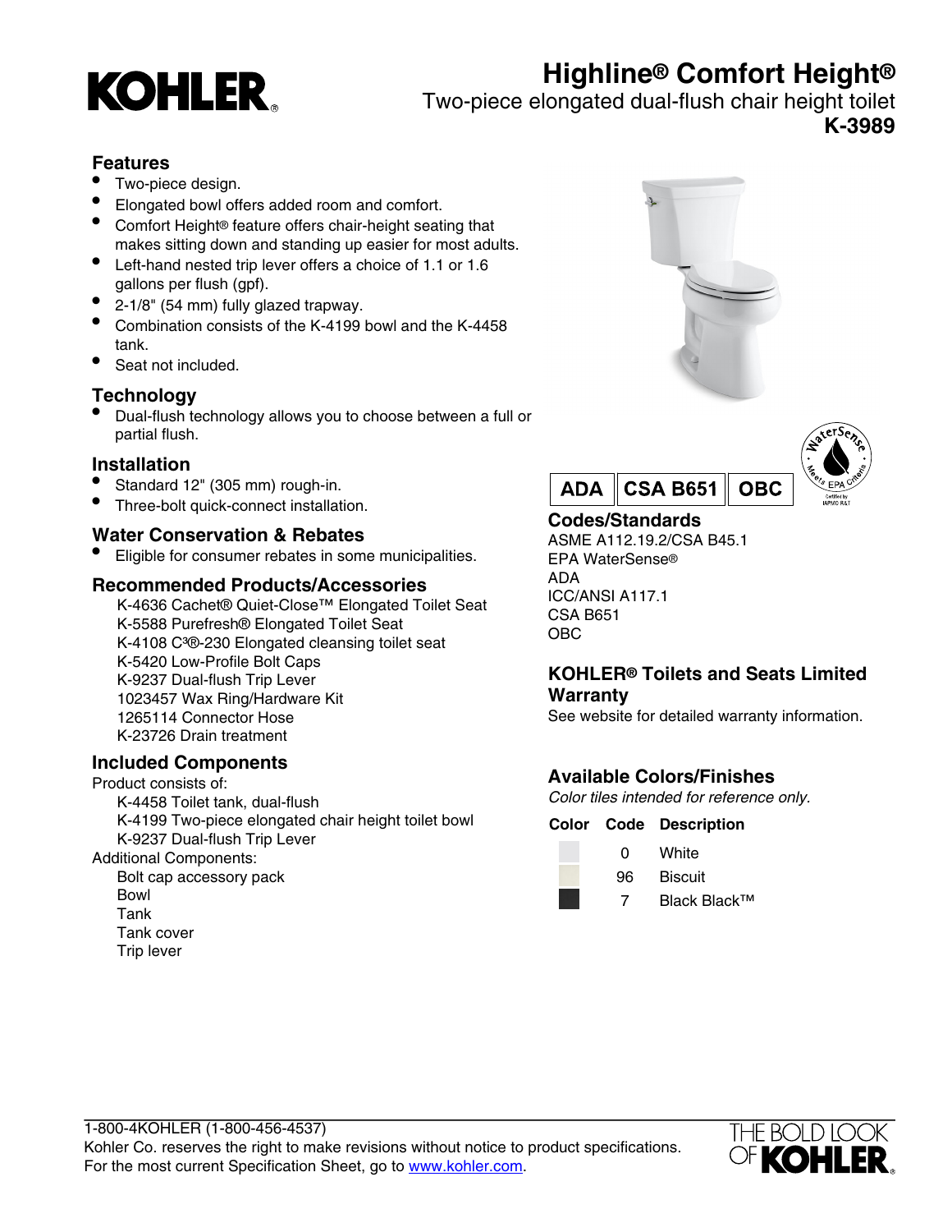# Highline® Comfort Height®

Two-piece elongated dual-flush chair height toilet

**K-3989**

## Features

- Two-piece design.
- Elongated bowl offers added room and comfort.
- Comfort Height® feature offers chair-height seating that makes sitting down and standing up easier for most adults.
- Left-hand nested trip lever offers a choice of 1.1 or 1.6 gallons per flush (gpf).
- 2-1/8" (54 mm) fully glazed trapway.
- Combination consists of the K-4199 bowl and the K-4458 tank.
- Seat not included.

## Technology

- Dual-flush technology allows you to choose between a full or partial flush.

## Installation

- Standard 12" (305 mm) rough-in.
- Three-bolt quick-connect installation.

## Water Conservation & Rebates

- Eligible for consumer rebates in some municipalities.

## Recommended Products/Accessories

K-4636 Cachet® Quiet-Close™ Elongated Toilet Seat
K-5588 Purefresh® Elongated Toilet Seat
K-4108 C³®-230 Elongated cleansing toilet seat
K-5420 Low-Profile Bolt Caps
K-9237 Dual-flush Trip Lever
1023457 Wax Ring/Hardware Kit
1265114 Connector Hose
K-23726 Drain treatment

## Included Components

Product consists of:

K-4458 Toilet tank, dual-flush
K-4199 Two-piece elongated chair height toilet bowl
K-9237 Dual-flush Trip Lever

Additional Components:

Bolt cap accessory pack
Bowl
Tank
Tank cover
Trip lever

ADA | CSA B651 | OBC

## Codes/Standards

ASME A112.19.2/CSA B45.1
EPA WaterSense®
ADA
ICC/ANSI A117.1
CSA B651
OBC

## KOHLER® Toilets and Seats Limited Warranty

See website for detailed warranty information.

## Available Colors/Finishes

*Color tiles intended for reference only.*

| Color | Code | Description |
|---|---|---|
| | 0 | White |
| | 96 | Biscuit |
| | 7 | Black Black™ |

1-800-4KOHLER (1-800-456-4537)
Kohler Co. reserves the right to make revisions without notice to product specifications.
For the most current Specification Sheet, go to www.kohler.com.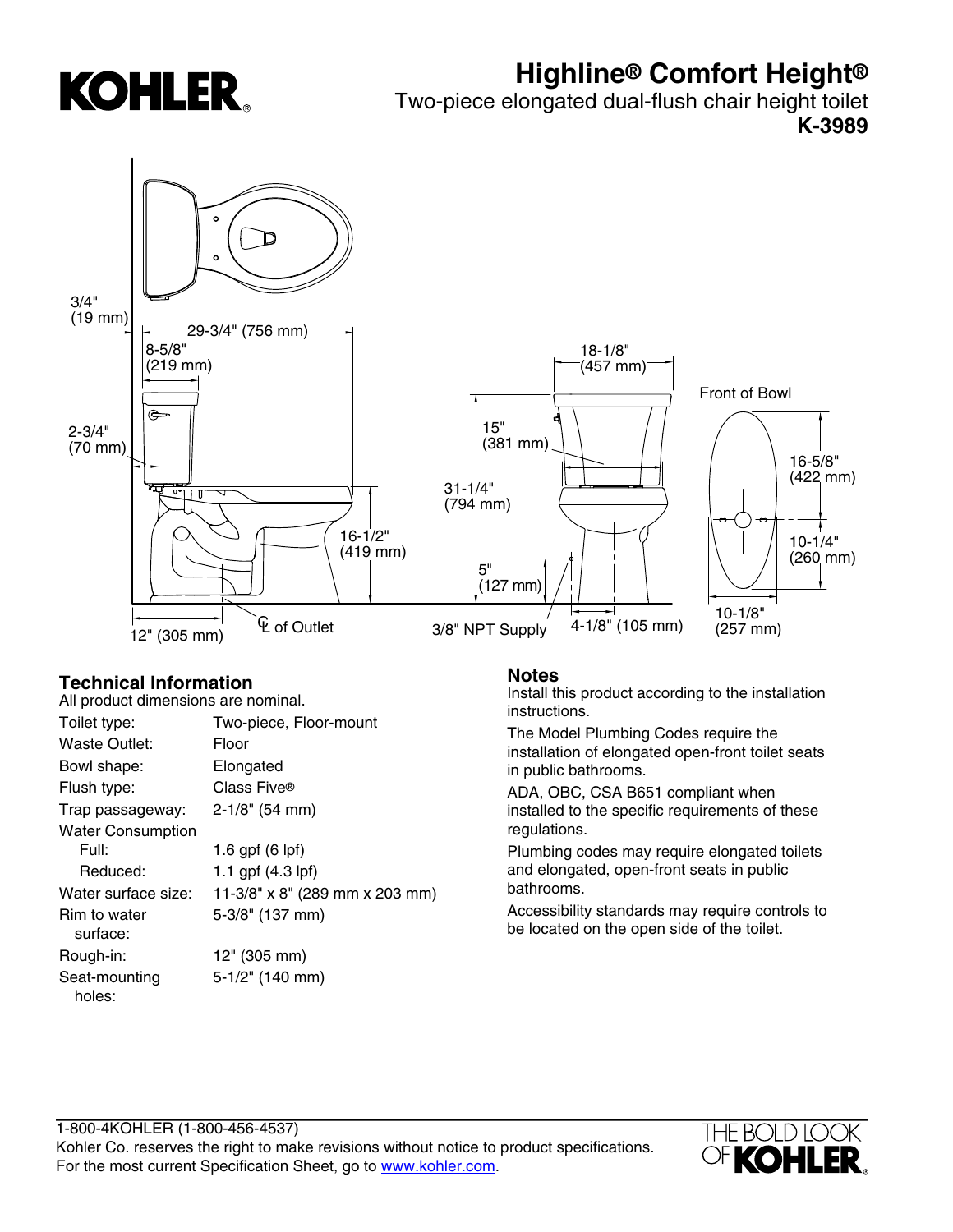# Highline® Comfort Height®

Two-piece elongated dual-flush chair height toilet

**K-3989**

3/4" (19 mm)
29-3/4" (756 mm)
8-5/8" (219 mm)
2-3/4" (70 mm)
16-1/2" (419 mm)
12" (305 mm)
℄ of Outlet
18-1/8" (457 mm)
15" (381 mm)
31-1/4" (794 mm)
5" (127 mm)
3/8" NPT Supply
4-1/8" (105 mm)
Front of Bowl
16-5/8" (422 mm)
10-1/4" (260 mm)
10-1/8" (257 mm)

## Technical Information

All product dimensions are nominal.

| | |
|---|---|
| Toilet type: | Two-piece, Floor-mount |
| Waste Outlet: | Floor |
| Bowl shape: | Elongated |
| Flush type: | Class Five® |
| Trap passageway: | 2-1/8" (54 mm) |
| Water Consumption | |
| Full: | 1.6 gpf (6 lpf) |
| Reduced: | 1.1 gpf (4.3 lpf) |
| Water surface size: | 11-3/8" x 8" (289 mm x 203 mm) |
| Rim to water surface: | 5-3/8" (137 mm) |
| Rough-in: | 12" (305 mm) |
| Seat-mounting holes: | 5-1/2" (140 mm) |

## Notes

Install this product according to the installation instructions.

The Model Plumbing Codes require the installation of elongated open-front toilet seats in public bathrooms.

ADA, OBC, CSA B651 compliant when installed to the specific requirements of these regulations.

Plumbing codes may require elongated toilets and elongated, open-front seats in public bathrooms.

Accessibility standards may require controls to be located on the open side of the toilet.

1-800-4KOHLER (1-800-456-4537)
Kohler Co. reserves the right to make revisions without notice to product specifications.
For the most current Specification Sheet, go to www.kohler.com.